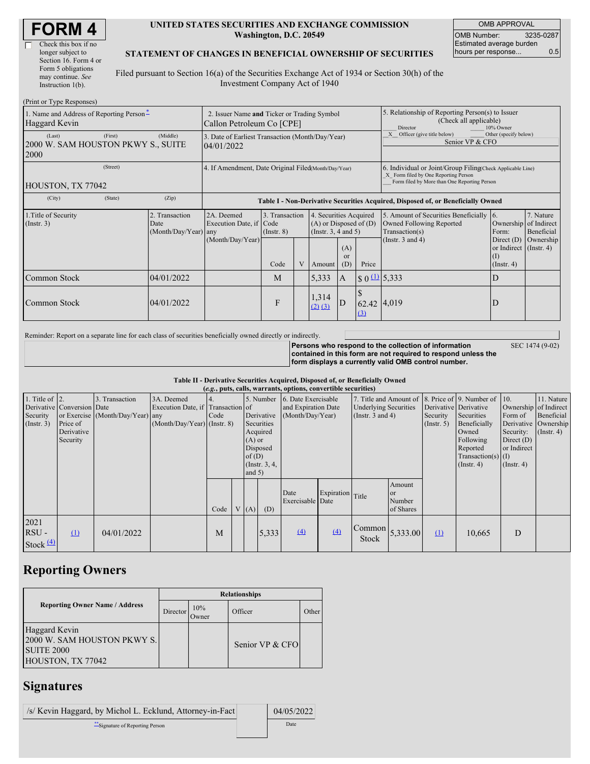# FORM 4

☐ Check this box if no longer subject to Section 16. Form 4 or Form 5 obligations may continue. *See* Instruction 1(b).

**UNITED STATES SECURITIES AND EXCHANGE COMMISSION**
**Washington, D.C. 20549**

**STATEMENT OF CHANGES IN BENEFICIAL OWNERSHIP OF SECURITIES**

Filed pursuant to Section 16(a) of the Securities Exchange Act of 1934 or Section 30(h) of the Investment Company Act of 1940

| OMB APPROVAL | |
|---|---|
| OMB Number: | 3235-0287 |
| Estimated average burden hours per response... | 0.5 |

(Print or Type Responses)

| 1. Name and Address of Reporting Person * | 2. Issuer Name and Ticker or Trading Symbol | 5. Relationship of Reporting Person(s) to Issuer (Check all applicable) |
|---|---|---|
| Haggard Kevin | Callon Petroleum Co [CPE] | ___ Director ___ 10% Owner |
| (Last) (First) (Middle) 2000 W. SAM HOUSTON PKWY S., SUITE 2000 | 3. Date of Earliest Transaction (Month/Day/Year) 04/01/2022 | _X_ Officer (give title below) ___ Other (specify below) Senior VP & CFO |
| (Street) HOUSTON, TX 77042 | 4. If Amendment, Date Original Filed (Month/Day/Year) | 6. Individual or Joint/Group Filing (Check Applicable Line) _X_ Form filed by One Reporting Person ___ Form filed by More than One Reporting Person |
| (City) (State) (Zip) | | |

**Table I - Non-Derivative Securities Acquired, Disposed of, or Beneficially Owned**

| 1.Title of Security (Instr. 3) | 2. Transaction Date (Month/Day/Year) | 2A. Deemed Execution Date, if any (Month/Day/Year) | 3. Transaction Code (Instr. 8) Code | V | 4. Securities Acquired (A) or Disposed of (D) (Instr. 3, 4 and 5) Amount | (A) or (D) | Price | 5. Amount of Securities Beneficially Owned Following Reported Transaction(s) (Instr. 3 and 4) | 6. Ownership Form: Direct (D) or Indirect (I) (Instr. 4) | 7. Nature of Indirect Beneficial Ownership (Instr. 4) |
|---|---|---|---|---|---|---|---|---|---|---|
| Common Stock | 04/01/2022 | | M | | 5,333 | A | $ 0 (1) | 5,333 | D | |
| Common Stock | 04/01/2022 | | F | | 1,314 (2) (3) | D | $ 62.42 (3) | 4,019 | D | |

Reminder: Report on a separate line for each class of securities beneficially owned directly or indirectly.

**Persons who respond to the collection of information contained in this form are not required to respond unless the form displays a currently valid OMB control number.** SEC 1474 (9-02)

**Table II - Derivative Securities Acquired, Disposed of, or Beneficially Owned**
**(e.g., puts, calls, warrants, options, convertible securities)**

| 1. Title of Derivative Security (Instr. 3) | 2. Conversion or Exercise Price of Derivative Security | 3. Transaction Date (Month/Day/Year) | 3A. Deemed Execution Date, if any (Month/Day/Year) | 4. Transaction Code (Instr. 8) Code | V | 5. Number of Derivative Securities Acquired (A) or Disposed of (D) (Instr. 3, 4, and 5) (A) | (D) | 6. Date Exercisable and Expiration Date (Month/Day/Year) Date Exercisable | Expiration Date | 7. Title and Amount of Underlying Securities (Instr. 3 and 4) Title | Amount or Number of Shares | 8. Price of Derivative Security (Instr. 5) | 9. Number of Derivative Securities Beneficially Owned Following Reported Transaction(s) (Instr. 4) | 10. Ownership Form of Derivative Security: Direct (D) or Indirect (I) (Instr. 4) | 11. Nature of Indirect Beneficial Ownership (Instr. 4) |
|---|---|---|---|---|---|---|---|---|---|---|---|---|---|---|---|
| 2021 RSU - Stock (4) | (1) | 04/01/2022 | | M | | | 5,333 | (4) | (4) | Common Stock | 5,333.00 | (1) | 10,665 | D | |

## Reporting Owners

| Reporting Owner Name / Address | Director | 10% Owner | Officer | Other |
|---|---|---|---|---|
| Haggard Kevin 2000 W. SAM HOUSTON PKWY S. SUITE 2000 HOUSTON, TX 77042 | | | Senior VP & CFO | |

## Signatures

| /s/ Kevin Haggard, by Michol L. Ecklund, Attorney-in-Fact | 04/05/2022 |
|---|---|
| **Signature of Reporting Person | Date |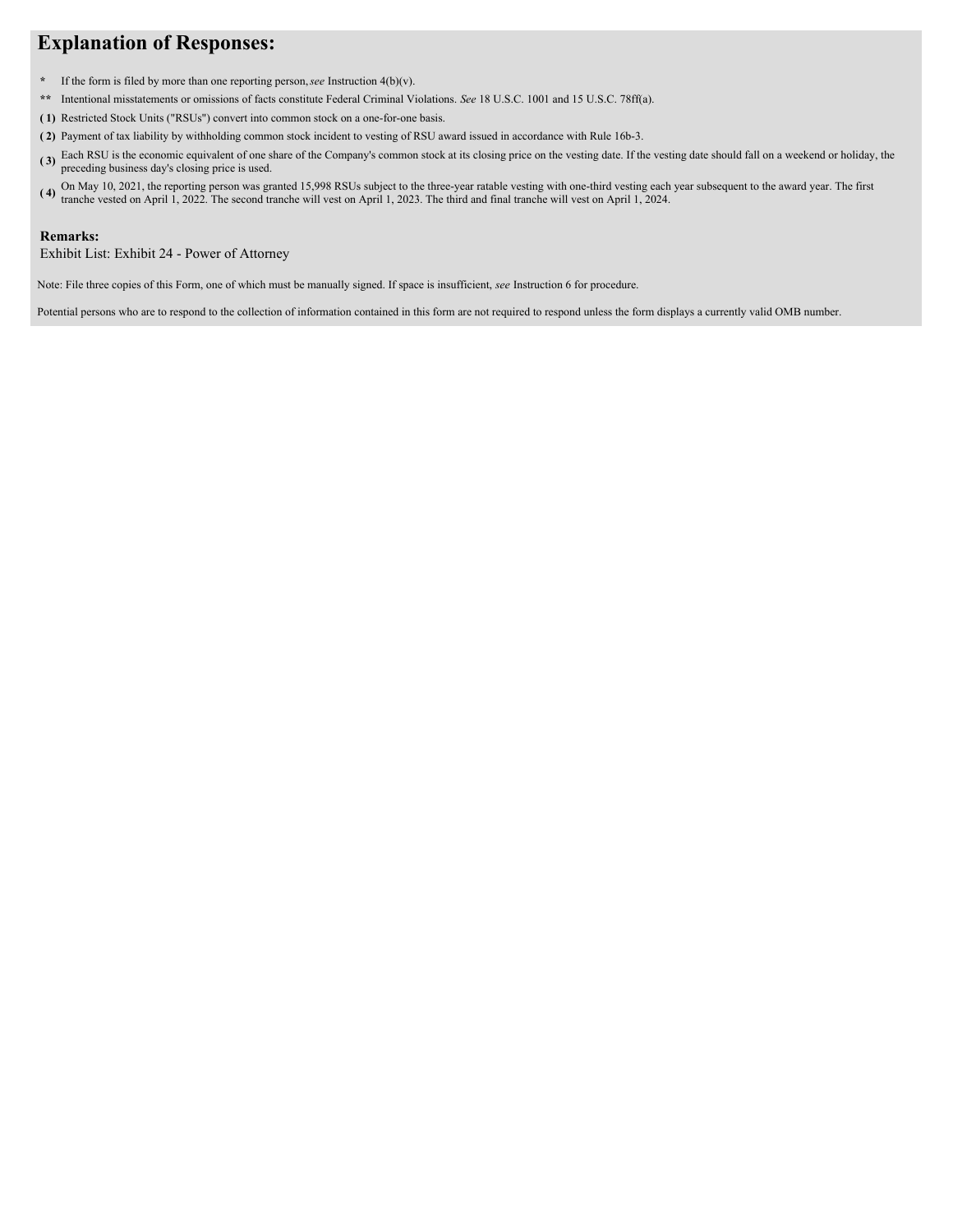# Explanation of Responses:

- \* If the form is filed by more than one reporting person, *see* Instruction 4(b)(v).
- \*\* Intentional misstatements or omissions of facts constitute Federal Criminal Violations. *See* 18 U.S.C. 1001 and 15 U.S.C. 78ff(a).

**( 1)** Restricted Stock Units ("RSUs") convert into common stock on a one-for-one basis.

**( 2)** Payment of tax liability by withholding common stock incident to vesting of RSU award issued in accordance with Rule 16b-3.

**( 3)** Each RSU is the economic equivalent of one share of the Company's common stock at its closing price on the vesting date. If the vesting date should fall on a weekend or holiday, the preceding business day's closing price is used.

**( 4)** On May 10, 2021, the reporting person was granted 15,998 RSUs subject to the three-year ratable vesting with one-third vesting each year subsequent to the award year. The first tranche vested on April 1, 2022. The second tranche will vest on April 1, 2023. The third and final tranche will vest on April 1, 2024.

**Remarks:**

Exhibit List: Exhibit 24 - Power of Attorney

Note: File three copies of this Form, one of which must be manually signed. If space is insufficient, *see* Instruction 6 for procedure.

Potential persons who are to respond to the collection of information contained in this form are not required to respond unless the form displays a currently valid OMB number.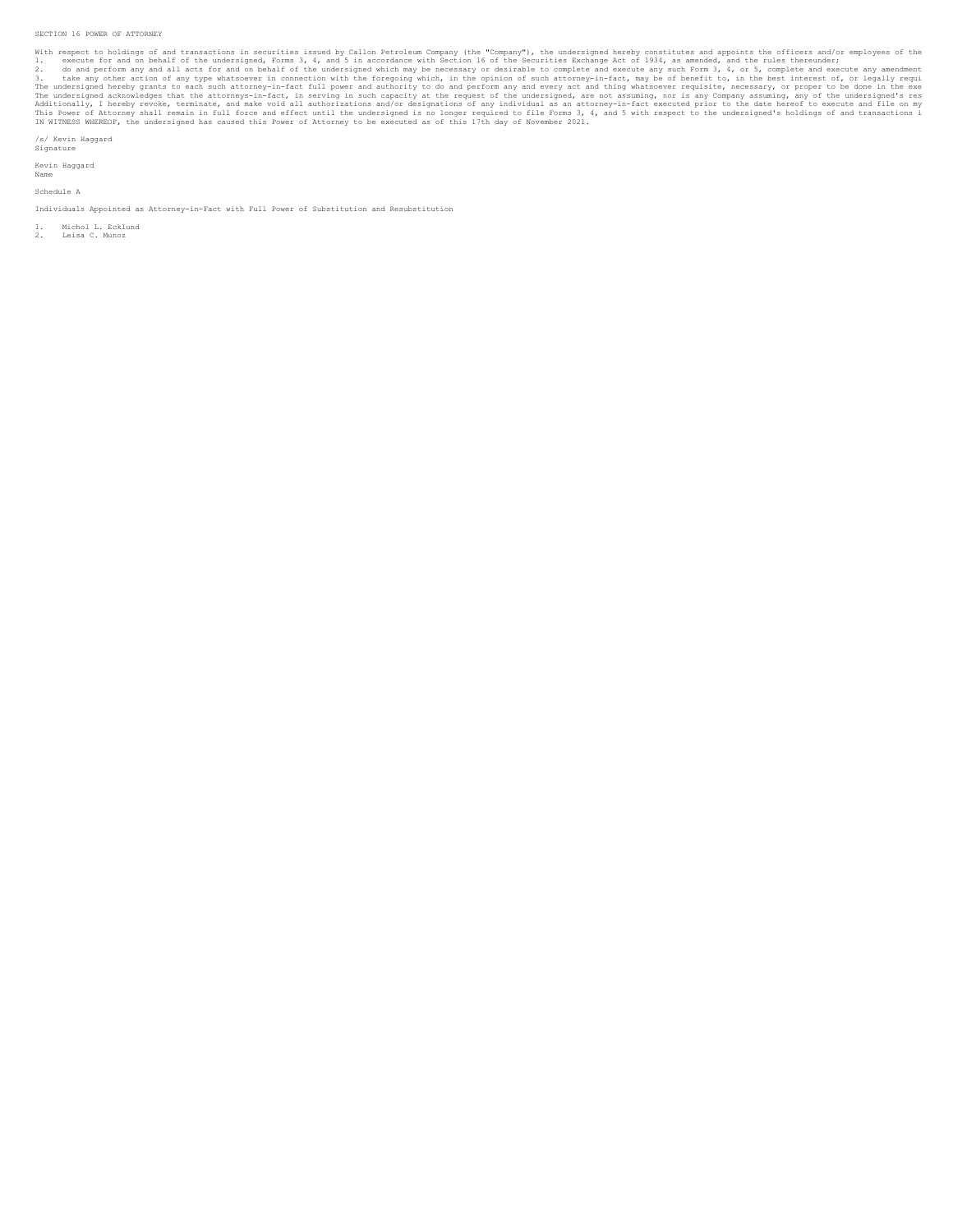SECTION 16 POWER OF ATTORNEY

With respect to holdings of and transactions in securities issued by Callon Petroleum Company (the "Company"), the undersigned hereby constitutes and appoints the officers and/or employees of the

1. execute for and on behalf of the undersigned, Forms 3, 4, and 5 in accordance with Section 16 of the Securities Exchange Act of 1934, as amended, and the rules thereunder;
2. do and perform any and all acts for and on behalf of the undersigned which may be necessary or desirable to complete and execute any such Form 3, 4, or 5, complete and execute any amendment
3. take any other action of any type whatsoever in connection with the foregoing which, in the opinion of such attorney-in-fact, may be of benefit to, in the best interest of, or legally requi

The undersigned hereby grants to each such attorney-in-fact full power and authority to do and perform any and every act and thing whatsoever requisite, necessary, or proper to be done in the exe
The undersigned acknowledges that the attorneys-in-fact, in serving in such capacity at the request of the undersigned, are not assuming, nor is any Company assuming, any of the undersigned's res
Additionally, I hereby revoke, terminate, and make void all authorizations and/or designations of any individual as an attorney-in-fact executed prior to the date hereof to execute and file on my
This Power of Attorney shall remain in full force and effect until the undersigned is no longer required to file Forms 3, 4, and 5 with respect to the undersigned's holdings of and transactions i
IN WITNESS WHEREOF, the undersigned has caused this Power of Attorney to be executed as of this 17th day of November 2021.

/s/ Kevin Haggard
Signature

Kevin Haggard
Name

Schedule A

Individuals Appointed as Attorney-in-Fact with Full Power of Substitution and Resubstitution

1. Michol L. Ecklund
2. Leisa C. Munoz